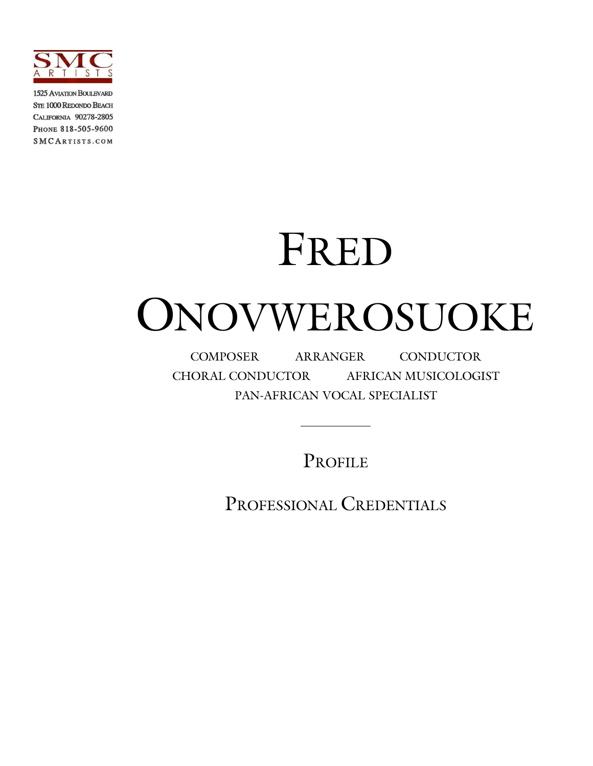SMC ARTISTS

1525 Aviation Boulevard
Ste 1000 Redondo Beach
California 90278-2805
Phone 818-505-9600
SMCArtists.com

# Fred Onovwerosuoke

COMPOSER ARRANGER CONDUCTOR
CHORAL CONDUCTOR AFRICAN MUSICOLOGIST
PAN-AFRICAN VOCAL SPECIALIST

---

## Profile

## Professional Credentials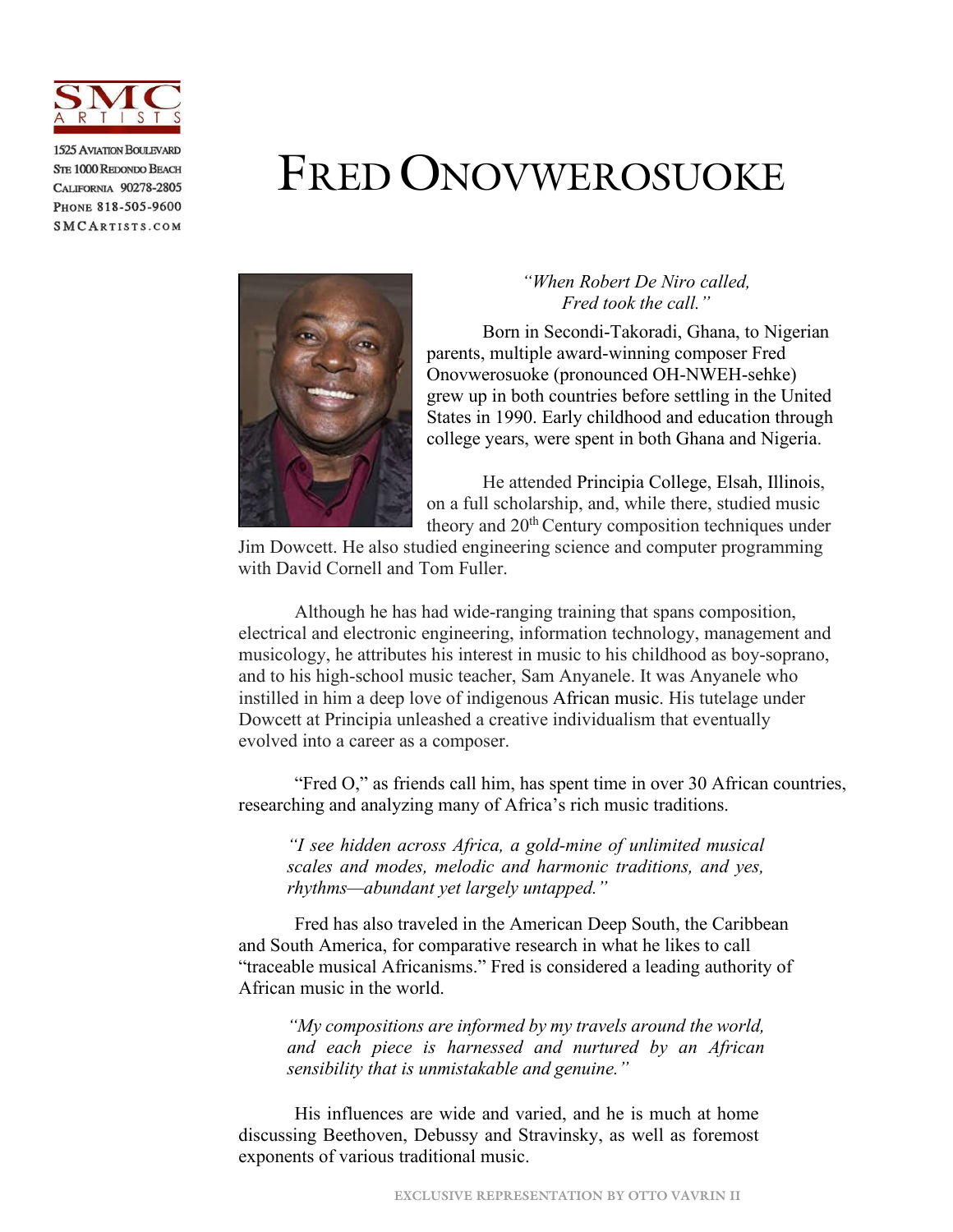SMC ARTISTS

1525 Aviation Boulevard
Ste 1000 Redondo Beach
California 90278-2805
Phone 818-505-9600
SMCArtists.com

# FRED ONOVWEROSUOKE

*"When Robert De Niro called,
Fred took the call."*

Born in Secondi-Takoradi, Ghana, to Nigerian parents, multiple award-winning composer Fred Onovwerosuoke (pronounced OH-NWEH-sehke) grew up in both countries before settling in the United States in 1990. Early childhood and education through college years, were spent in both Ghana and Nigeria.

He attended Principia College, Elsah, Illinois, on a full scholarship, and, while there, studied music theory and 20th Century composition techniques under Jim Dowcett. He also studied engineering science and computer programming with David Cornell and Tom Fuller.

Although he has had wide-ranging training that spans composition, electrical and electronic engineering, information technology, management and musicology, he attributes his interest in music to his childhood as boy-soprano, and to his high-school music teacher, Sam Anyanele. It was Anyanele who instilled in him a deep love of indigenous African music. His tutelage under Dowcett at Principia unleashed a creative individualism that eventually evolved into a career as a composer.

"Fred O," as friends call him, has spent time in over 30 African countries, researching and analyzing many of Africa's rich music traditions.

> *"I see hidden across Africa, a gold-mine of unlimited musical scales and modes, melodic and harmonic traditions, and yes, rhythms—abundant yet largely untapped."*

Fred has also traveled in the American Deep South, the Caribbean and South America, for comparative research in what he likes to call "traceable musical Africanisms." Fred is considered a leading authority of African music in the world.

> *"My compositions are informed by my travels around the world, and each piece is harnessed and nurtured by an African sensibility that is unmistakable and genuine."*

His influences are wide and varied, and he is much at home discussing Beethoven, Debussy and Stravinsky, as well as foremost exponents of various traditional music.

EXCLUSIVE REPRESENTATION BY OTTO VAVRIN II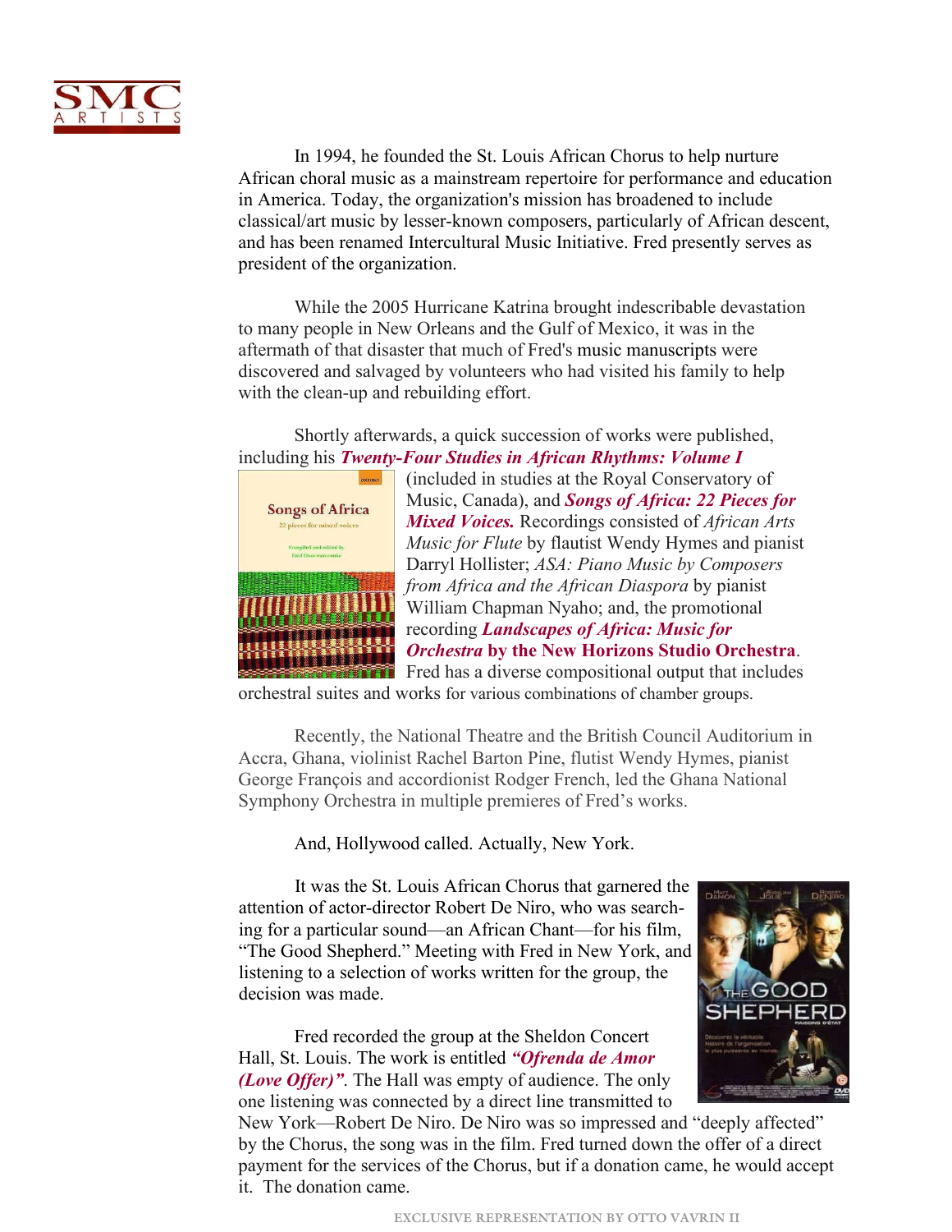In 1994, he founded the St. Louis African Chorus to help nurture African choral music as a mainstream repertoire for performance and education in America. Today, the organization's mission has broadened to include classical/art music by lesser-known composers, particularly of African descent, and has been renamed Intercultural Music Initiative. Fred presently serves as president of the organization.

While the 2005 Hurricane Katrina brought indescribable devastation to many people in New Orleans and the Gulf of Mexico, it was in the aftermath of that disaster that much of Fred's music manuscripts were discovered and salvaged by volunteers who had visited his family to help with the clean-up and rebuilding effort.

Shortly afterwards, a quick succession of works were published, including his ***Twenty-Four Studies in African Rhythms: Volume I*** (included in studies at the Royal Conservatory of Music, Canada), and ***Songs of Africa: 22 Pieces for Mixed Voices.*** Recordings consisted of *African Arts Music for Flute* by flautist Wendy Hymes and pianist Darryl Hollister; *ASA: Piano Music by Composers from Africa and the African Diaspora* by pianist William Chapman Nyaho; and, the promotional recording ***Landscapes of Africa: Music for Orchestra* by the New Horizons Studio Orchestra**. Fred has a diverse compositional output that includes orchestral suites and works for various combinations of chamber groups.

Recently, the National Theatre and the British Council Auditorium in Accra, Ghana, violinist Rachel Barton Pine, flutist Wendy Hymes, pianist George François and accordionist Rodger French, led the Ghana National Symphony Orchestra in multiple premieres of Fred's works.

And, Hollywood called. Actually, New York.

It was the St. Louis African Chorus that garnered the attention of actor-director Robert De Niro, who was searching for a particular sound—an African Chant—for his film, "The Good Shepherd." Meeting with Fred in New York, and listening to a selection of works written for the group, the decision was made.

Fred recorded the group at the Sheldon Concert Hall, St. Louis. The work is entitled ***"Ofrenda de Amor (Love Offer)"***. The Hall was empty of audience. The only one listening was connected by a direct line transmitted to New York—Robert De Niro. De Niro was so impressed and "deeply affected" by the Chorus, the song was in the film. Fred turned down the offer of a direct payment for the services of the Chorus, but if a donation came, he would accept it. The donation came.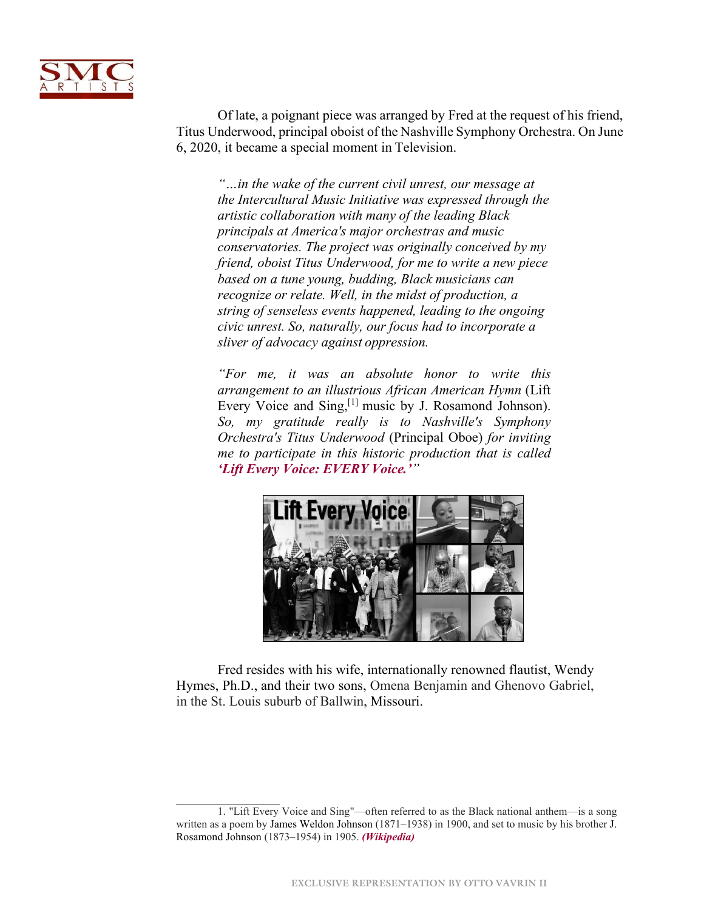Of late, a poignant piece was arranged by Fred at the request of his friend, Titus Underwood, principal oboist of the Nashville Symphony Orchestra. On June 6, 2020, it became a special moment in Television.

> *"…in the wake of the current civil unrest, our message at the Intercultural Music Initiative was expressed through the artistic collaboration with many of the leading Black principals at America's major orchestras and music conservatories. The project was originally conceived by my friend, oboist Titus Underwood, for me to write a new piece based on a tune young, budding, Black musicians can recognize or relate. Well, in the midst of production, a string of senseless events happened, leading to the ongoing civic unrest. So, naturally, our focus had to incorporate a sliver of advocacy against oppression.*
>
> *"For me, it was an absolute honor to write this arrangement to an illustrious African American Hymn* (Lift Every Voice and Sing,[1] music by J. Rosamond Johnson). *So, my gratitude really is to Nashville's Symphony Orchestra's Titus Underwood* (Principal Oboe) *for inviting me to participate in this historic production that is called* ***'Lift Every Voice: EVERY Voice.'"***

Fred resides with his wife, internationally renowned flautist, Wendy Hymes, Ph.D., and their two sons, Omena Benjamin and Ghenovo Gabriel, in the St. Louis suburb of Ballwin, Missouri.

---

1. "Lift Every Voice and Sing"—often referred to as the Black national anthem—is a song written as a poem by James Weldon Johnson (1871–1938) in 1900, and set to music by his brother J. Rosamond Johnson (1873–1954) in 1905. ***(Wikipedia)***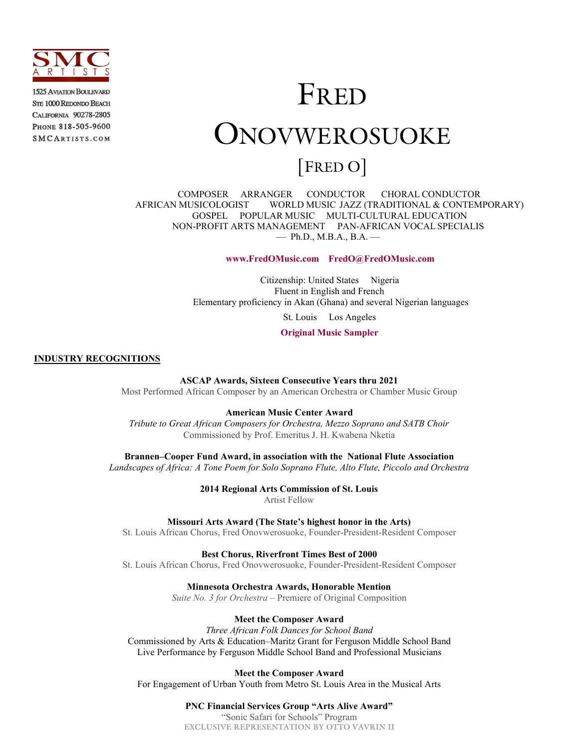1525 Aviation Boulevard
Ste 1000 Redondo Beach
California 90278-2805
Phone 818-505-9600
SMCArtists.com

# Fred Onovwerosuoke

## [Fred O]

COMPOSER ARRANGER CONDUCTOR CHORAL CONDUCTOR
AFRICAN MUSICOLOGIST WORLD MUSIC JAZZ (TRADITIONAL & CONTEMPORARY)
GOSPEL POPULAR MUSIC MULTI-CULTURAL EDUCATION
NON-PROFIT ARTS MANAGEMENT PAN-AFRICAN VOCAL SPECIALIS
— Ph.D., M.B.A., B.A. —

**www.FredOMusic.com FredO@FredOMusic.com**

Citizenship: United States Nigeria
Fluent in English and French
Elementary proficiency in Akan (Ghana) and several Nigerian languages

St. Louis Los Angeles

**Original Music Sampler**

## INDUSTRY RECOGNITIONS

**ASCAP Awards, Sixteen Consecutive Years thru 2021**
Most Performed African Composer by an American Orchestra or Chamber Music Group

**American Music Center Award**
*Tribute to Great African Composers for Orchestra, Mezzo Soprano and SATB Choir*
Commissioned by Prof. Emeritus J. H. Kwabena Nketia

**Brannen–Cooper Fund Award, in association with the National Flute Association**
*Landscapes of Africa: A Tone Poem for Solo Soprano Flute, Alto Flute, Piccolo and Orchestra*

**2014 Regional Arts Commission of St. Louis**
Artist Fellow

**Missouri Arts Award (The State's highest honor in the Arts)**
St. Louis African Chorus, Fred Onovwerosuoke, Founder-President-Resident Composer

**Best Chorus, Riverfront Times Best of 2000**
St. Louis African Chorus, Fred Onovwerosuoke, Founder-President-Resident Composer

**Minnesota Orchestra Awards, Honorable Mention**
*Suite No. 3 for Orchestra* – Premiere of Original Composition

**Meet the Composer Award**
*Three African Folk Dances for School Band*
Commissioned by Arts & Education–Maritz Grant for Ferguson Middle School Band
Live Performance by Ferguson Middle School Band and Professional Musicians

**Meet the Composer Award**
For Engagement of Urban Youth from Metro St. Louis Area in the Musical Arts

**PNC Financial Services Group "Arts Alive Award"**
"Sonic Safari for Schools" Program

EXCLUSIVE REPRESENTATION BY OTTO VAVRIN II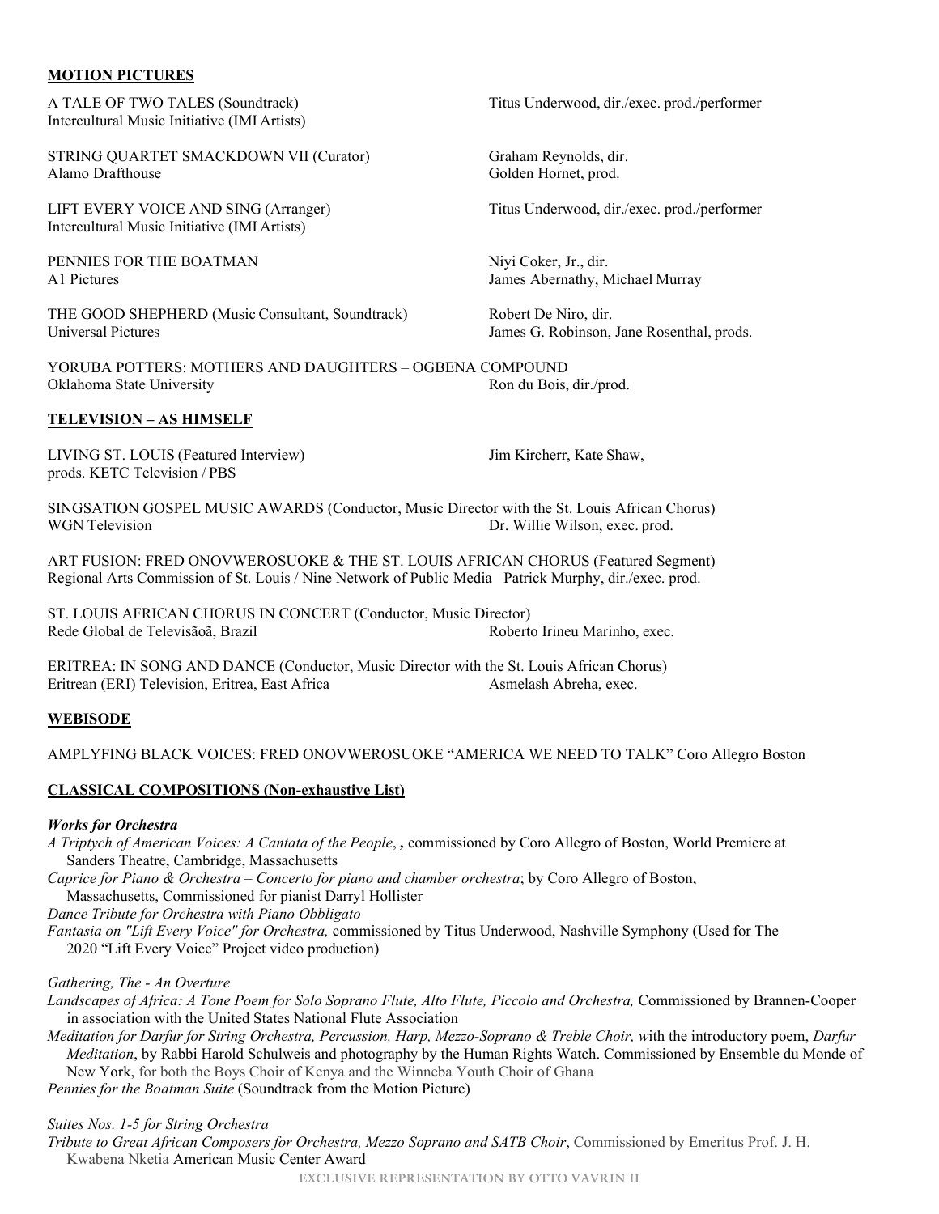## MOTION PICTURES

A TALE OF TWO TALES (Soundtrack)
Intercultural Music Initiative (IMI Artists)
Titus Underwood, dir./exec. prod./performer

STRING QUARTET SMACKDOWN VII (Curator)
Alamo Drafthouse
Graham Reynolds, dir.
Golden Hornet, prod.

LIFT EVERY VOICE AND SING (Arranger)
Intercultural Music Initiative (IMI Artists)
Titus Underwood, dir./exec. prod./performer

PENNIES FOR THE BOATMAN
A1 Pictures
Niyi Coker, Jr., dir.
James Abernathy, Michael Murray

THE GOOD SHEPHERD (Music Consultant, Soundtrack)
Universal Pictures
Robert De Niro, dir.
James G. Robinson, Jane Rosenthal, prods.

YORUBA POTTERS: MOTHERS AND DAUGHTERS – OGBENA COMPOUND
Oklahoma State University
Ron du Bois, dir./prod.

## TELEVISION – AS HIMSELF

LIVING ST. LOUIS (Featured Interview)
prods. KETC Television / PBS
Jim Kircherr, Kate Shaw,

SINGSATION GOSPEL MUSIC AWARDS (Conductor, Music Director with the St. Louis African Chorus)
WGN Television
Dr. Willie Wilson, exec. prod.

ART FUSION: FRED ONOVWEROSUOKE & THE ST. LOUIS AFRICAN CHORUS (Featured Segment)
Regional Arts Commission of St. Louis / Nine Network of Public Media
Patrick Murphy, dir./exec. prod.

ST. LOUIS AFRICAN CHORUS IN CONCERT (Conductor, Music Director)
Rede Global de Televisãoã, Brazil
Roberto Irineu Marinho, exec.

ERITREA: IN SONG AND DANCE (Conductor, Music Director with the St. Louis African Chorus)
Eritrean (ERI) Television, Eritrea, East Africa
Asmelash Abreha, exec.

## WEBISODE

AMPLYFING BLACK VOICES: FRED ONOVWEROSUOKE "AMERICA WE NEED TO TALK" Coro Allegro Boston

## CLASSICAL COMPOSITIONS (Non-exhaustive List)

### *Works for Orchestra*

*A Triptych of American Voices: A Cantata of the People*, **,** commissioned by Coro Allegro of Boston, World Premiere at Sanders Theatre, Cambridge, Massachusetts

*Caprice for Piano & Orchestra – Concerto for piano and chamber orchestra*; by Coro Allegro of Boston, Massachusetts, Commissioned for pianist Darryl Hollister

*Dance Tribute for Orchestra with Piano Obbligato*

*Fantasia on "Lift Every Voice" for Orchestra,* commissioned by Titus Underwood, Nashville Symphony (Used for The 2020 "Lift Every Voice" Project video production)

*Gathering, The - An Overture*

*Landscapes of Africa: A Tone Poem for Solo Soprano Flute, Alto Flute, Piccolo and Orchestra,* Commissioned by Brannen-Cooper in association with the United States National Flute Association

*Meditation for Darfur for String Orchestra, Percussion, Harp, Mezzo-Soprano & Treble Choir, w*ith the introductory poem, *Darfur Meditation*, by Rabbi Harold Schulweis and photography by the Human Rights Watch. Commissioned by Ensemble du Monde of New York, for both the Boys Choir of Kenya and the Winneba Youth Choir of Ghana

*Pennies for the Boatman Suite* (Soundtrack from the Motion Picture)

*Suites Nos. 1-5 for String Orchestra*

*Tribute to Great African Composers for Orchestra, Mezzo Soprano and SATB Choir*, Commissioned by Emeritus Prof. J. H. Kwabena Nketia American Music Center Award

EXCLUSIVE REPRESENTATION BY OTTO VAVRIN II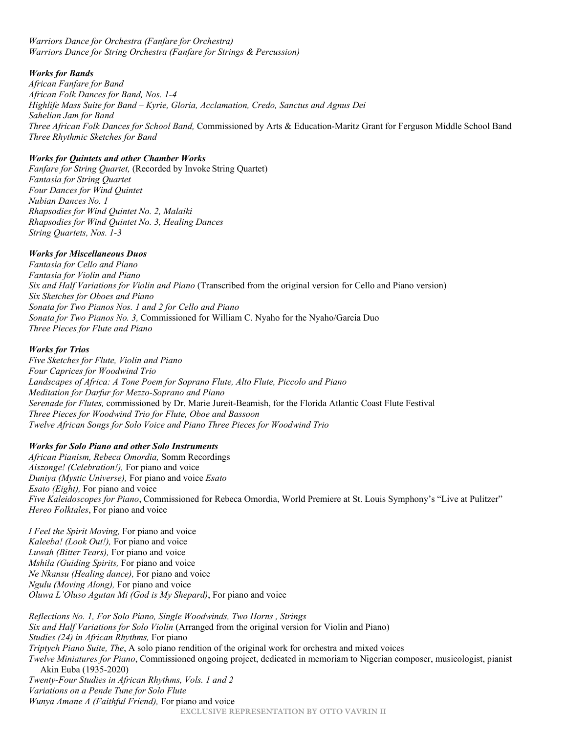*Warriors Dance for Orchestra (Fanfare for Orchestra)*
*Warriors Dance for String Orchestra (Fanfare for Strings & Percussion)*

***Works for Bands***

*African Fanfare for Band*
*African Folk Dances for Band, Nos. 1-4*
*Highlife Mass Suite for Band – Kyrie, Gloria, Acclamation, Credo, Sanctus and Agnus Dei*
*Sahelian Jam for Band*
*Three African Folk Dances for School Band,* Commissioned by Arts & Education-Maritz Grant for Ferguson Middle School Band
*Three Rhythmic Sketches for Band*

***Works for Quintets and other Chamber Works***

*Fanfare for String Quartet,* (Recorded by Invoke String Quartet)
*Fantasia for String Quartet*
*Four Dances for Wind Quintet*
*Nubian Dances No. 1*
*Rhapsodies for Wind Quintet No. 2, Malaiki*
*Rhapsodies for Wind Quintet No. 3, Healing Dances*
*String Quartets, Nos. 1-3*

***Works for Miscellaneous Duos***

*Fantasia for Cello and Piano*
*Fantasia for Violin and Piano*
*Six and Half Variations for Violin and Piano* (Transcribed from the original version for Cello and Piano version)
*Six Sketches for Oboes and Piano*
*Sonata for Two Pianos Nos. 1 and 2 for Cello and Piano*
*Sonata for Two Pianos No. 3,* Commissioned for William C. Nyaho for the Nyaho/Garcia Duo
*Three Pieces for Flute and Piano*

***Works for Trios***

*Five Sketches for Flute, Violin and Piano*
*Four Caprices for Woodwind Trio*
*Landscapes of Africa: A Tone Poem for Soprano Flute, Alto Flute, Piccolo and Piano*
*Meditation for Darfur for Mezzo-Soprano and Piano*
*Serenade for Flutes,* commissioned by Dr. Marie Jureit-Beamish, for the Florida Atlantic Coast Flute Festival
*Three Pieces for Woodwind Trio for Flute, Oboe and Bassoon*
*Twelve African Songs for Solo Voice and Piano Three Pieces for Woodwind Trio*

***Works for Solo Piano and other Solo Instruments***

*African Pianism, Rebeca Omordia,* Somm Recordings
*Aiszonge! (Celebration!),* For piano and voice
*Duniya (Mystic Universe),* For piano and voice *Esato*
*Esato (Eight),* For piano and voice
*Five Kaleidoscopes for Piano*, Commissioned for Rebeca Omordia, World Premiere at St. Louis Symphony's "Live at Pulitzer"
*Hereo Folktales*, For piano and voice

*I Feel the Spirit Moving,* For piano and voice
*Kaleeba! (Look Out!),* For piano and voice
*Luwah (Bitter Tears),* For piano and voice
*Mshila (Guiding Spirits,* For piano and voice
*Ne Nkansu (Healing dance),* For piano and voice
*Ngulu (Moving Along),* For piano and voice
*Oluwa L'Oluso Agutan Mi (God is My Shepard)*, For piano and voice

*Reflections No. 1, For Solo Piano, Single Woodwinds, Two Horns , Strings*
*Six and Half Variations for Solo Violin* (Arranged from the original version for Violin and Piano)
*Studies (24) in African Rhythms,* For piano
*Triptych Piano Suite, The*, A solo piano rendition of the original work for orchestra and mixed voices
*Twelve Miniatures for Piano*, Commissioned ongoing project, dedicated in memoriam to Nigerian composer, musicologist, pianist Akin Euba (1935-2020)
*Twenty-Four Studies in African Rhythms, Vols. 1 and 2*
*Variations on a Pende Tune for Solo Flute*
*Wunya Amane A (Faithful Friend),* For piano and voice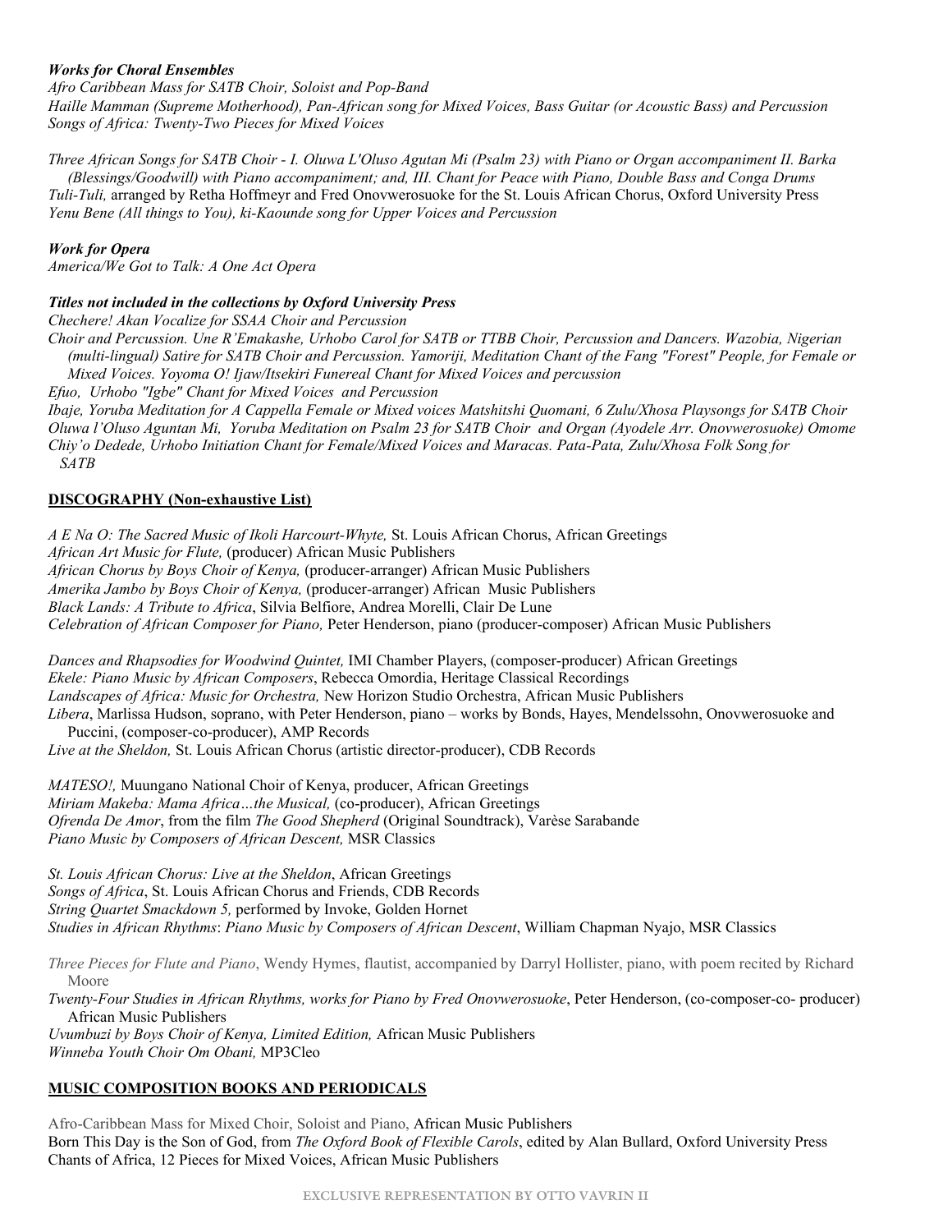***Works for Choral Ensembles***

*Afro Caribbean Mass for SATB Choir, Soloist and Pop-Band*
*Haille Mamman (Supreme Motherhood), Pan-African song for Mixed Voices, Bass Guitar (or Acoustic Bass) and Percussion*
*Songs of Africa: Twenty-Two Pieces for Mixed Voices*

*Three African Songs for SATB Choir - I. Oluwa L'Oluso Agutan Mi (Psalm 23) with Piano or Organ accompaniment II. Barka (Blessings/Goodwill) with Piano accompaniment; and, III. Chant for Peace with Piano, Double Bass and Conga Drums*
*Tuli-Tuli,* arranged by Retha Hoffmeyr and Fred Onovwerosuoke for the St. Louis African Chorus, Oxford University Press
*Yenu Bene (All things to You), ki-Kaounde song for Upper Voices and Percussion*

***Work for Opera***

*America/We Got to Talk: A One Act Opera*

***Titles not included in the collections by Oxford University Press***

*Chechere! Akan Vocalize for SSAA Choir and Percussion*
*Choir and Percussion. Une R'Emakashe, Urhobo Carol for SATB or TTBB Choir, Percussion and Dancers. Wazobia, Nigerian (multi-lingual) Satire for SATB Choir and Percussion. Yamoriji, Meditation Chant of the Fang "Forest" People, for Female or Mixed Voices. Yoyoma O! Ijaw/Itsekiri Funereal Chant for Mixed Voices and percussion*
*Efuo, Urhobo "Igbe" Chant for Mixed Voices and Percussion*
*Ibaje, Yoruba Meditation for A Cappella Female or Mixed voices Matshitshi Quomani, 6 Zulu/Xhosa Playsongs for SATB Choir Oluwa l'Oluso Aguntan Mi, Yoruba Meditation on Psalm 23 for SATB Choir and Organ (Ayodele Arr. Onovwerosuoke) Omome Chiy'o Dedede, Urhobo Initiation Chant for Female/Mixed Voices and Maracas. Pata-Pata, Zulu/Xhosa Folk Song for SATB*

## DISCOGRAPHY (Non-exhaustive List)

*A E Na O: The Sacred Music of Ikoli Harcourt-Whyte,* St. Louis African Chorus, African Greetings
*African Art Music for Flute,* (producer) African Music Publishers
*African Chorus by Boys Choir of Kenya,* (producer-arranger) African Music Publishers
*Amerika Jambo by Boys Choir of Kenya,* (producer-arranger) African Music Publishers
*Black Lands: A Tribute to Africa*, Silvia Belfiore, Andrea Morelli, Clair De Lune
*Celebration of African Composer for Piano,* Peter Henderson, piano (producer-composer) African Music Publishers

*Dances and Rhapsodies for Woodwind Quintet,* IMI Chamber Players, (composer-producer) African Greetings
*Ekele: Piano Music by African Composers*, Rebecca Omordia, Heritage Classical Recordings
*Landscapes of Africa: Music for Orchestra,* New Horizon Studio Orchestra, African Music Publishers
*Libera*, Marlissa Hudson, soprano, with Peter Henderson, piano – works by Bonds, Hayes, Mendelssohn, Onovwerosuoke and Puccini, (composer-co-producer), AMP Records
*Live at the Sheldon,* St. Louis African Chorus (artistic director-producer), CDB Records

*MATESO!,* Muungano National Choir of Kenya, producer, African Greetings
*Miriam Makeba: Mama Africa…the Musical,* (co-producer), African Greetings
*Ofrenda De Amor*, from the film *The Good Shepherd* (Original Soundtrack), Varèse Sarabande
*Piano Music by Composers of African Descent,* MSR Classics

*St. Louis African Chorus: Live at the Sheldon*, African Greetings
*Songs of Africa*, St. Louis African Chorus and Friends, CDB Records
*String Quartet Smackdown 5,* performed by Invoke, Golden Hornet
*Studies in African Rhythms*: *Piano Music by Composers of African Descent*, William Chapman Nyajo, MSR Classics

*Three Pieces for Flute and Piano*, Wendy Hymes, flautist, accompanied by Darryl Hollister, piano, with poem recited by Richard Moore
*Twenty-Four Studies in African Rhythms, works for Piano by Fred Onovwerosuoke*, Peter Henderson, (co-composer-co- producer) African Music Publishers
*Uvumbuzi by Boys Choir of Kenya, Limited Edition,* African Music Publishers
*Winneba Youth Choir Om Obani,* MP3Cleo

## MUSIC COMPOSITION BOOKS AND PERIODICALS

Afro-Caribbean Mass for Mixed Choir, Soloist and Piano, African Music Publishers
Born This Day is the Son of God, from *The Oxford Book of Flexible Carols*, edited by Alan Bullard, Oxford University Press
Chants of Africa, 12 Pieces for Mixed Voices, African Music Publishers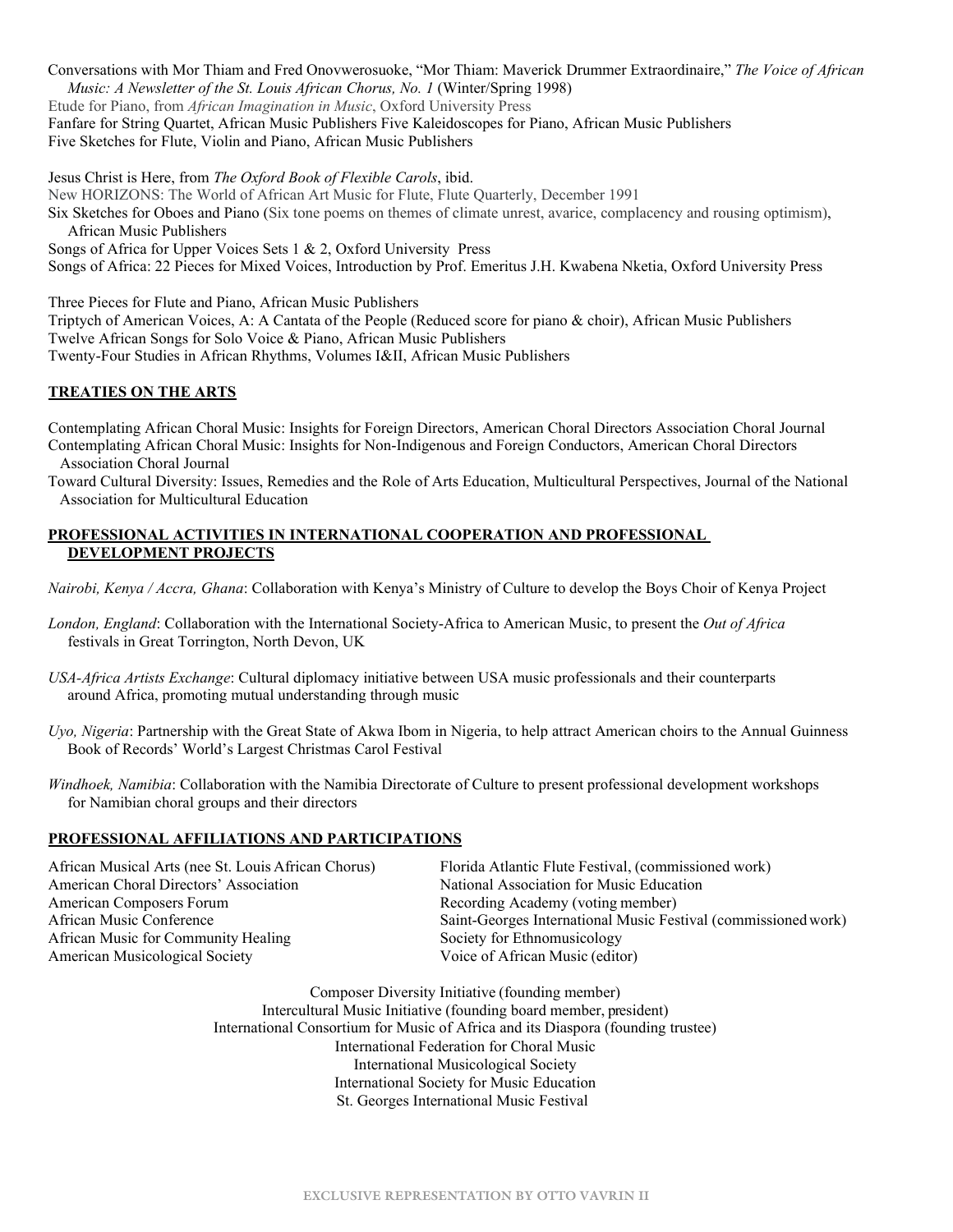Conversations with Mor Thiam and Fred Onovwerosuoke, "Mor Thiam: Maverick Drummer Extraordinaire," *The Voice of African Music: A Newsletter of the St. Louis African Chorus, No. 1* (Winter/Spring 1998)
Etude for Piano, from *African Imagination in Music*, Oxford University Press
Fanfare for String Quartet, African Music Publishers Five Kaleidoscopes for Piano, African Music Publishers
Five Sketches for Flute, Violin and Piano, African Music Publishers

Jesus Christ is Here, from *The Oxford Book of Flexible Carols*, ibid.
New HORIZONS: The World of African Art Music for Flute, Flute Quarterly, December 1991
Six Sketches for Oboes and Piano (Six tone poems on themes of climate unrest, avarice, complacency and rousing optimism), African Music Publishers
Songs of Africa for Upper Voices Sets 1 & 2, Oxford University Press
Songs of Africa: 22 Pieces for Mixed Voices, Introduction by Prof. Emeritus J.H. Kwabena Nketia, Oxford University Press

Three Pieces for Flute and Piano, African Music Publishers
Triptych of American Voices, A: A Cantata of the People (Reduced score for piano & choir), African Music Publishers
Twelve African Songs for Solo Voice & Piano, African Music Publishers
Twenty-Four Studies in African Rhythms, Volumes I&II, African Music Publishers

## TREATIES ON THE ARTS

Contemplating African Choral Music: Insights for Foreign Directors, American Choral Directors Association Choral Journal
Contemplating African Choral Music: Insights for Non-Indigenous and Foreign Conductors, American Choral Directors Association Choral Journal
Toward Cultural Diversity: Issues, Remedies and the Role of Arts Education, Multicultural Perspectives, Journal of the National Association for Multicultural Education

## PROFESSIONAL ACTIVITIES IN INTERNATIONAL COOPERATION AND PROFESSIONAL DEVELOPMENT PROJECTS

*Nairobi, Kenya / Accra, Ghana*: Collaboration with Kenya's Ministry of Culture to develop the Boys Choir of Kenya Project

*London, England*: Collaboration with the International Society-Africa to American Music, to present the *Out of Africa* festivals in Great Torrington, North Devon, UK

*USA-Africa Artists Exchange*: Cultural diplomacy initiative between USA music professionals and their counterparts around Africa, promoting mutual understanding through music

*Uyo, Nigeria*: Partnership with the Great State of Akwa Ibom in Nigeria, to help attract American choirs to the Annual Guinness Book of Records' World's Largest Christmas Carol Festival

*Windhoek, Namibia*: Collaboration with the Namibia Directorate of Culture to present professional development workshops for Namibian choral groups and their directors

## PROFESSIONAL AFFILIATIONS AND PARTICIPATIONS

African Musical Arts (nee St. Louis African Chorus)
American Choral Directors' Association
American Composers Forum
African Music Conference
African Music for Community Healing
American Musicological Society
Florida Atlantic Flute Festival, (commissioned work)
National Association for Music Education
Recording Academy (voting member)
Saint-Georges International Music Festival (commissioned work)
Society for Ethnomusicology
Voice of African Music (editor)

Composer Diversity Initiative (founding member)
Intercultural Music Initiative (founding board member, president)
International Consortium for Music of Africa and its Diaspora (founding trustee)
International Federation for Choral Music
International Musicological Society
International Society for Music Education
St. Georges International Music Festival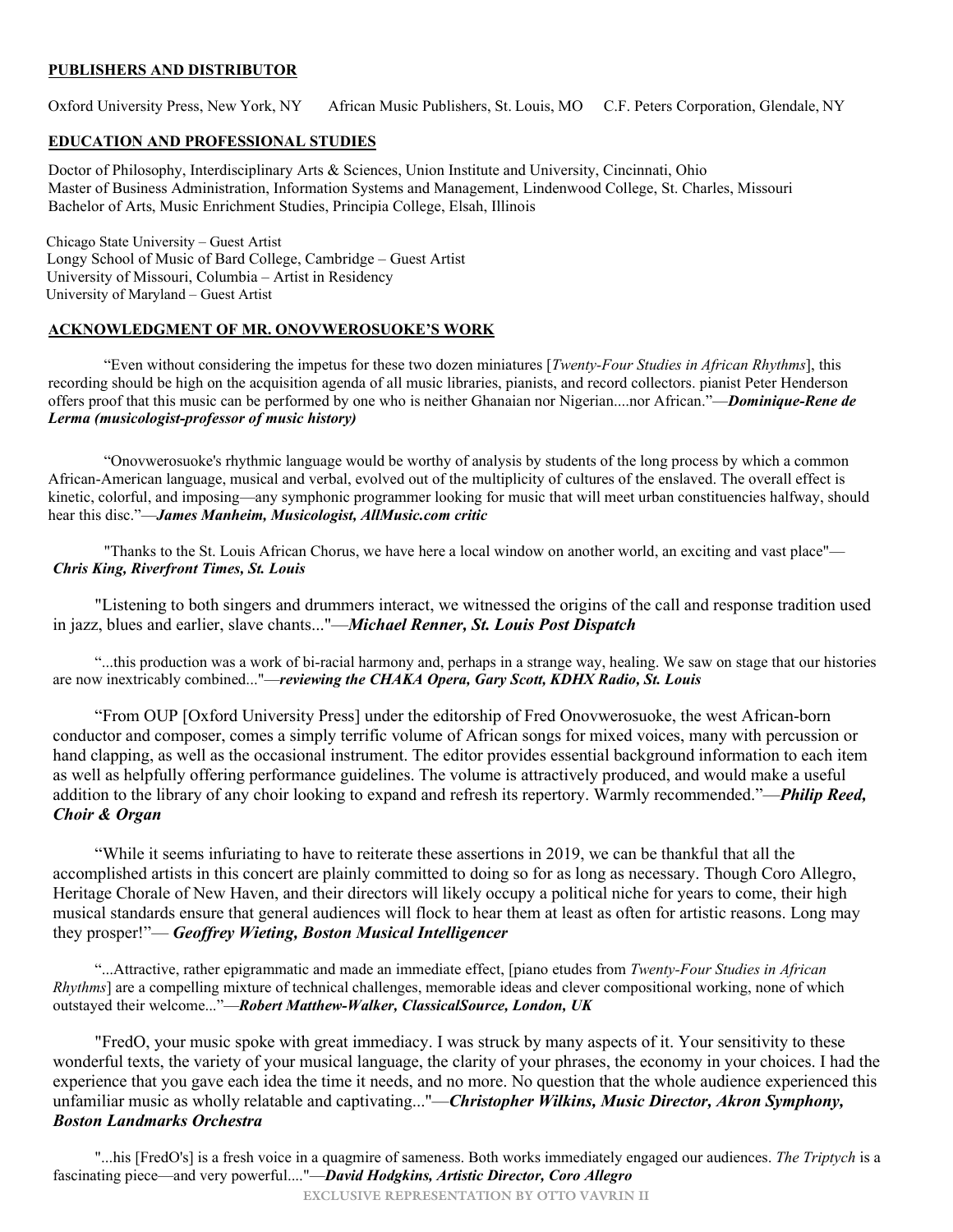## PUBLISHERS AND DISTRIBUTOR

Oxford University Press, New York, NY  African Music Publishers, St. Louis, MO  C.F. Peters Corporation, Glendale, NY

## EDUCATION AND PROFESSIONAL STUDIES

Doctor of Philosophy, Interdisciplinary Arts & Sciences, Union Institute and University, Cincinnati, Ohio
Master of Business Administration, Information Systems and Management, Lindenwood College, St. Charles, Missouri
Bachelor of Arts, Music Enrichment Studies, Principia College, Elsah, Illinois

Chicago State University – Guest Artist
Longy School of Music of Bard College, Cambridge – Guest Artist
University of Missouri, Columbia – Artist in Residency
University of Maryland – Guest Artist

## ACKNOWLEDGMENT OF MR. ONOVWEROSUOKE'S WORK

"Even without considering the impetus for these two dozen miniatures [*Twenty-Four Studies in African Rhythms*], this recording should be high on the acquisition agenda of all music libraries, pianists, and record collectors. pianist Peter Henderson offers proof that this music can be performed by one who is neither Ghanaian nor Nigerian....nor African."—***Dominique-Rene de Lerma (musicologist-professor of music history)***

"Onovwerosuoke's rhythmic language would be worthy of analysis by students of the long process by which a common African-American language, musical and verbal, evolved out of the multiplicity of cultures of the enslaved. The overall effect is kinetic, colorful, and imposing—any symphonic programmer looking for music that will meet urban constituencies halfway, should hear this disc."—***James Manheim, Musicologist, AllMusic.com critic***

"Thanks to the St. Louis African Chorus, we have here a local window on another world, an exciting and vast place"—***Chris King, Riverfront Times, St. Louis***

"Listening to both singers and drummers interact, we witnessed the origins of the call and response tradition used in jazz, blues and earlier, slave chants..."—***Michael Renner, St. Louis Post Dispatch***

"...this production was a work of bi-racial harmony and, perhaps in a strange way, healing. We saw on stage that our histories are now inextricably combined..."—***reviewing the CHAKA Opera, Gary Scott, KDHX Radio, St. Louis***

"From OUP [Oxford University Press] under the editorship of Fred Onovwerosuoke, the west African-born conductor and composer, comes a simply terrific volume of African songs for mixed voices, many with percussion or hand clapping, as well as the occasional instrument. The editor provides essential background information to each item as well as helpfully offering performance guidelines. The volume is attractively produced, and would make a useful addition to the library of any choir looking to expand and refresh its repertory. Warmly recommended."—***Philip Reed, Choir & Organ***

"While it seems infuriating to have to reiterate these assertions in 2019, we can be thankful that all the accomplished artists in this concert are plainly committed to doing so for as long as necessary. Though Coro Allegro, Heritage Chorale of New Haven, and their directors will likely occupy a political niche for years to come, their high musical standards ensure that general audiences will flock to hear them at least as often for artistic reasons. Long may they prosper!"— ***Geoffrey Wieting, Boston Musical Intelligencer***

"...Attractive, rather epigrammatic and made an immediate effect, [piano etudes from *Twenty-Four Studies in African Rhythms*] are a compelling mixture of technical challenges, memorable ideas and clever compositional working, none of which outstayed their welcome..."—***Robert Matthew-Walker, ClassicalSource, London, UK***

"FredO, your music spoke with great immediacy. I was struck by many aspects of it. Your sensitivity to these wonderful texts, the variety of your musical language, the clarity of your phrases, the economy in your choices. I had the experience that you gave each idea the time it needs, and no more. No question that the whole audience experienced this unfamiliar music as wholly relatable and captivating..."—***Christopher Wilkins, Music Director, Akron Symphony, Boston Landmarks Orchestra***

"...his [FredO's] is a fresh voice in a quagmire of sameness. Both works immediately engaged our audiences. *The Triptych* is a fascinating piece—and very powerful...."—***David Hodgkins, Artistic Director, Coro Allegro***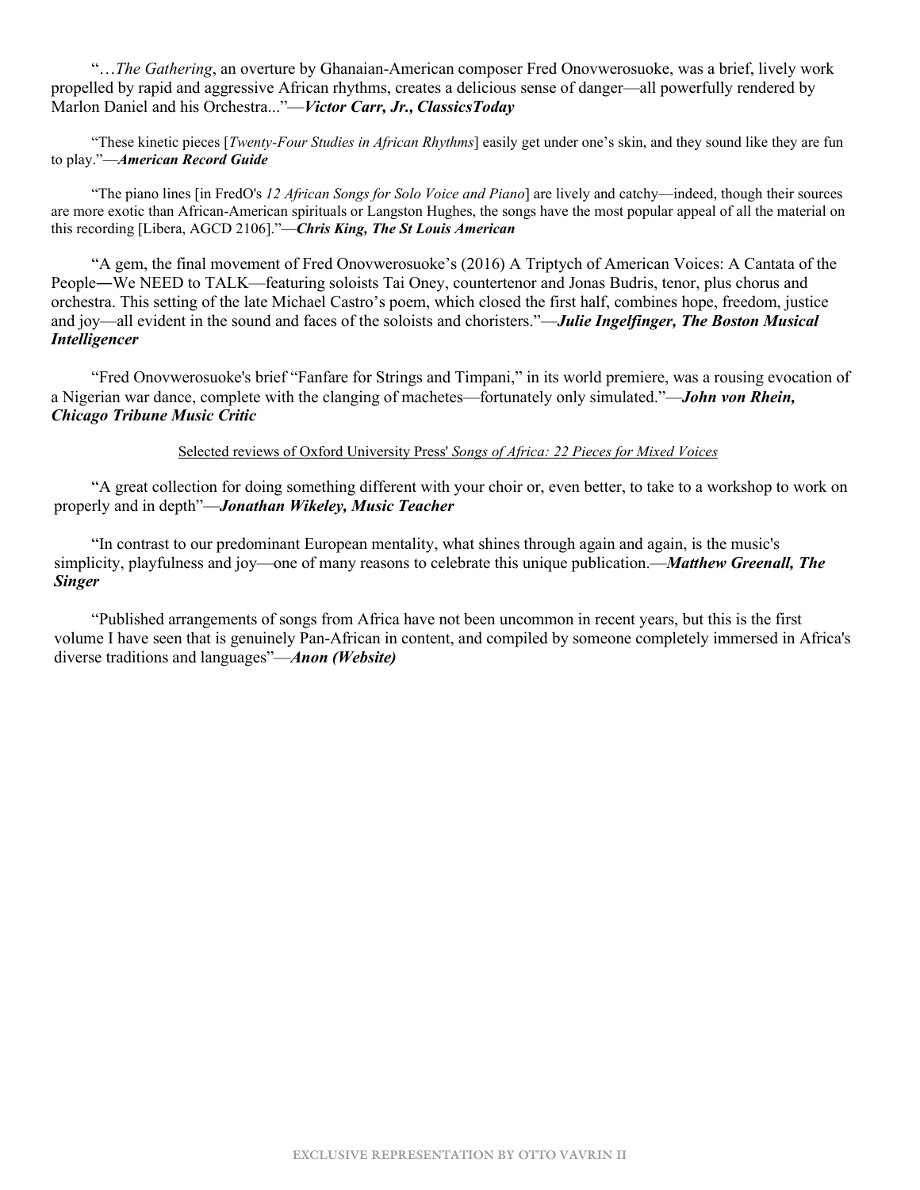"…*The Gathering*, an overture by Ghanaian-American composer Fred Onovwerosuoke, was a brief, lively work propelled by rapid and aggressive African rhythms, creates a delicious sense of danger—all powerfully rendered by Marlon Daniel and his Orchestra..."—***Victor Carr, Jr., ClassicsToday***

"These kinetic pieces [*Twenty-Four Studies in African Rhythms*] easily get under one's skin, and they sound like they are fun to play."—***American Record Guide***

"The piano lines [in FredO's *12 African Songs for Solo Voice and Piano*] are lively and catchy—indeed, though their sources are more exotic than African-American spirituals or Langston Hughes, the songs have the most popular appeal of all the material on this recording [Libera, AGCD 2106]."—***Chris King, The St Louis American***

"A gem, the final movement of Fred Onovwerosuoke's (2016) A Triptych of American Voices: A Cantata of the People―We NEED to TALK—featuring soloists Tai Oney, countertenor and Jonas Budris, tenor, plus chorus and orchestra. This setting of the late Michael Castro's poem, which closed the first half, combines hope, freedom, justice and joy—all evident in the sound and faces of the soloists and choristers."—***Julie Ingelfinger, The Boston Musical Intelligencer***

"Fred Onovwerosuoke's brief "Fanfare for Strings and Timpani," in its world premiere, was a rousing evocation of a Nigerian war dance, complete with the clanging of machetes—fortunately only simulated."—***John von Rhein, Chicago Tribune Music Critic***

Selected reviews of Oxford University Press' *Songs of Africa: 22 Pieces for Mixed Voices*

"A great collection for doing something different with your choir or, even better, to take to a workshop to work on properly and in depth"—***Jonathan Wikeley, Music Teacher***

"In contrast to our predominant European mentality, what shines through again and again, is the music's simplicity, playfulness and joy—one of many reasons to celebrate this unique publication.—***Matthew Greenall, The Singer***

"Published arrangements of songs from Africa have not been uncommon in recent years, but this is the first volume I have seen that is genuinely Pan-African in content, and compiled by someone completely immersed in Africa's diverse traditions and languages"—***Anon (Website)***